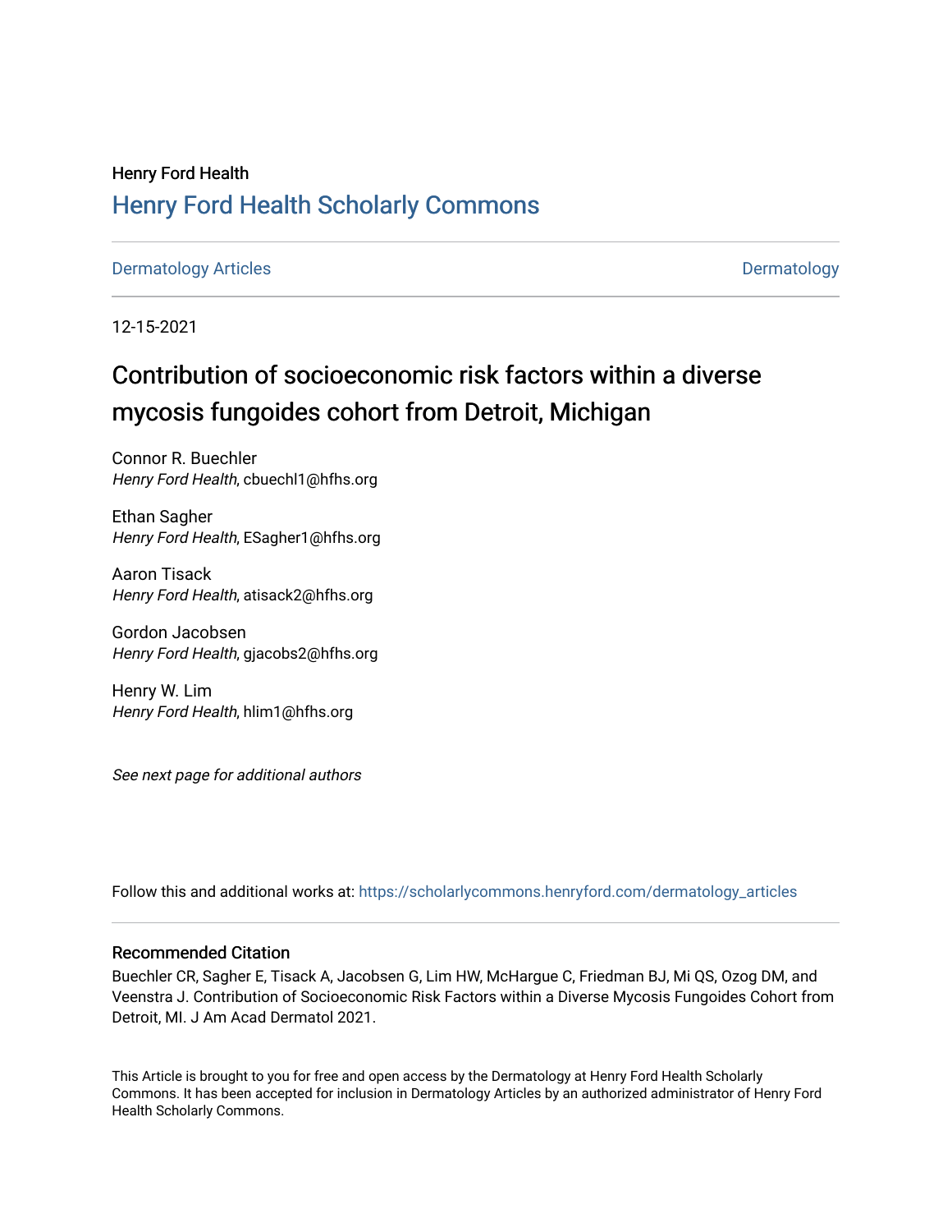Henry Ford Health

# Henry Ford Health Scholarly Commons

Dermatology Articles | Dermatology

12-15-2021

# Contribution of socioeconomic risk factors within a diverse mycosis fungoides cohort from Detroit, Michigan

Connor R. Buechler
*Henry Ford Health*, cbuechl1@hfhs.org

Ethan Sagher
*Henry Ford Health*, ESagher1@hfhs.org

Aaron Tisack
*Henry Ford Health*, atisack2@hfhs.org

Gordon Jacobsen
*Henry Ford Health*, gjacobs2@hfhs.org

Henry W. Lim
*Henry Ford Health*, hlim1@hfhs.org

*See next page for additional authors*

Follow this and additional works at: https://scholarlycommons.henryford.com/dermatology_articles

## Recommended Citation

Buechler CR, Sagher E, Tisack A, Jacobsen G, Lim HW, McHargue C, Friedman BJ, Mi QS, Ozog DM, and Veenstra J. Contribution of Socioeconomic Risk Factors within a Diverse Mycosis Fungoides Cohort from Detroit, MI. J Am Acad Dermatol 2021.

This Article is brought to you for free and open access by the Dermatology at Henry Ford Health Scholarly Commons. It has been accepted for inclusion in Dermatology Articles by an authorized administrator of Henry Ford Health Scholarly Commons.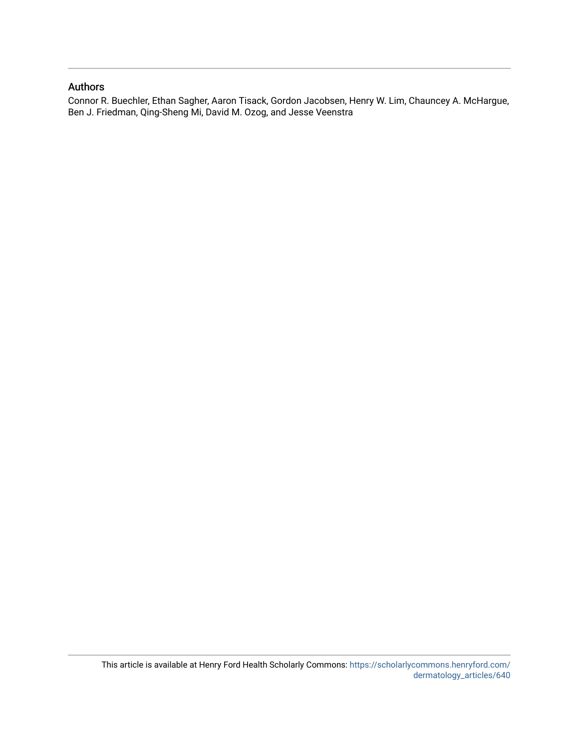## Authors

Connor R. Buechler, Ethan Sagher, Aaron Tisack, Gordon Jacobsen, Henry W. Lim, Chauncey A. McHargue, Ben J. Friedman, Qing-Sheng Mi, David M. Ozog, and Jesse Veenstra

This article is available at Henry Ford Health Scholarly Commons: https://scholarlycommons.henryford.com/dermatology_articles/640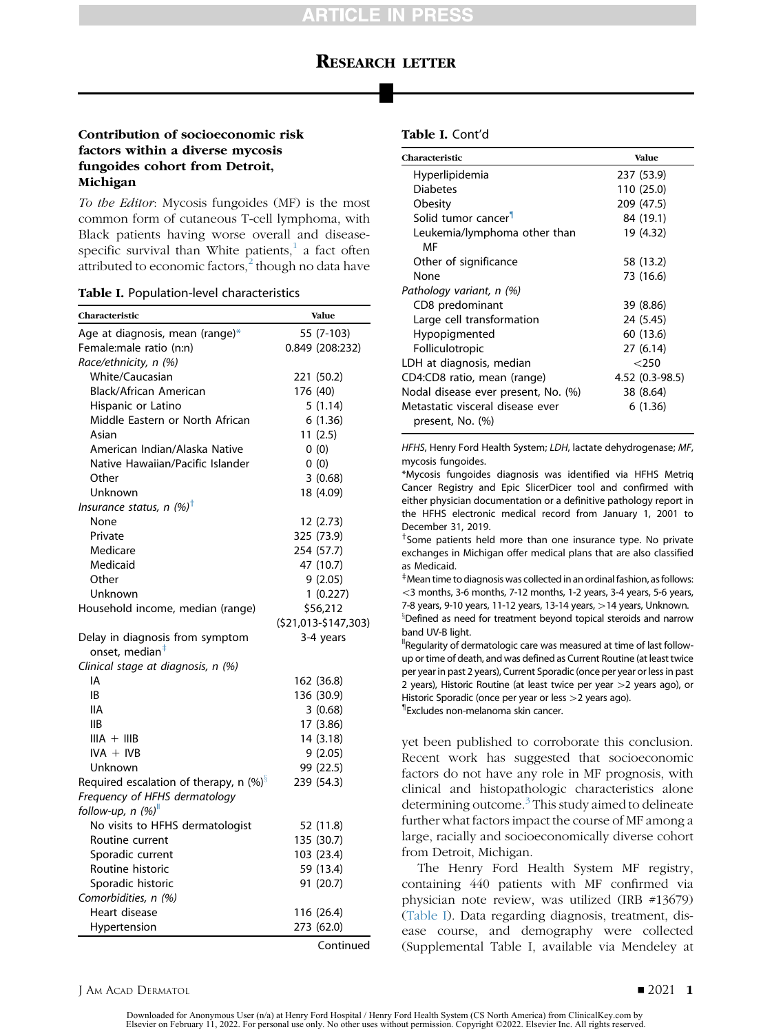# Research letter

## Contribution of socioeconomic risk factors within a diverse mycosis fungoides cohort from Detroit, Michigan

*To the Editor*: Mycosis fungoides (MF) is the most common form of cutaneous T-cell lymphoma, with Black patients having worse overall and disease-specific survival than White patients,[1] a fact often attributed to economic factors,[2] though no data have yet been published to corroborate this conclusion. Recent work has suggested that socioeconomic factors do not have any role in MF prognosis, with clinical and histopathologic characteristics alone determining outcome.[3] This study aimed to delineate further what factors impact the course of MF among a large, racially and socioeconomically diverse cohort from Detroit, Michigan.

**Table I.** Population-level characteristics

| Characteristic | Value |
|---|---|
| Age at diagnosis, mean (range)* | 55 (7-103) |
| Female:male ratio (n:n) | 0.849 (208:232) |
| *Race/ethnicity, n (%)* | |
| White/Caucasian | 221 (50.2) |
| Black/African American | 176 (40) |
| Hispanic or Latino | 5 (1.14) |
| Middle Eastern or North African | 6 (1.36) |
| Asian | 11 (2.5) |
| American Indian/Alaska Native | 0 (0) |
| Native Hawaiian/Pacific Islander | 0 (0) |
| Other | 3 (0.68) |
| Unknown | 18 (4.09) |
| *Insurance status, n (%)*† | |
| None | 12 (2.73) |
| Private | 325 (73.9) |
| Medicare | 254 (57.7) |
| Medicaid | 47 (10.7) |
| Other | 9 (2.05) |
| Unknown | 1 (0.227) |
| Household income, median (range) | $56,212 ($21,013-$147,303) |
| Delay in diagnosis from symptom onset, median‡ | 3-4 years |
| *Clinical stage at diagnosis, n (%)* | |
| IA | 162 (36.8) |
| IB | 136 (30.9) |
| IIA | 3 (0.68) |
| IIB | 17 (3.86) |
| IIIA + IIIB | 14 (3.18) |
| IVA + IVB | 9 (2.05) |
| Unknown | 99 (22.5) |
| Required escalation of therapy, n (%)§ | 239 (54.3) |
| *Frequency of HFHS dermatology follow-up, n (%)*‖ | |
| No visits to HFHS dermatologist | 52 (11.8) |
| Routine current | 135 (30.7) |
| Sporadic current | 103 (23.4) |
| Routine historic | 59 (13.4) |
| Sporadic historic | 91 (20.7) |
| *Comorbidities, n (%)* | |
| Heart disease | 116 (26.4) |
| Hypertension | 273 (62.0) |
| Hyperlipidemia | 237 (53.9) |
| Diabetes | 110 (25.0) |
| Obesity | 209 (47.5) |
| Solid tumor cancer¶ | 84 (19.1) |
| Leukemia/lymphoma other than MF | 19 (4.32) |
| Other of significance | 58 (13.2) |
| None | 73 (16.6) |
| *Pathology variant, n (%)* | |
| CD8 predominant | 39 (8.86) |
| Large cell transformation | 24 (5.45) |
| Hypopigmented | 60 (13.6) |
| Folliculotropic | 27 (6.14) |
| LDH at diagnosis, median | <250 |
| CD4:CD8 ratio, mean (range) | 4.52 (0.3-98.5) |
| Nodal disease ever present, No. (%) | 38 (8.64) |
| Metastatic visceral disease ever present, No. (%) | 6 (1.36) |

*HFHS*, Henry Ford Health System; *LDH*, lactate dehydrogenase; *MF*, mycosis fungoides.

*Mycosis fungoides diagnosis was identified via HFHS Metriq Cancer Registry and Epic SlicerDicer tool and confirmed with either physician documentation or a definitive pathology report in the HFHS electronic medical record from January 1, 2001 to December 31, 2019.

†Some patients held more than one insurance type. No private exchanges in Michigan offer medical plans that are also classified as Medicaid.

‡Mean time to diagnosis was collected in an ordinal fashion, as follows: <3 months, 3-6 months, 7-12 months, 1-2 years, 3-4 years, 5-6 years, 7-8 years, 9-10 years, 11-12 years, 13-14 years, >14 years, Unknown.

§Defined as need for treatment beyond topical steroids and narrow band UV-B light.

‖Regularity of dermatologic care was measured at time of last follow-up or time of death, and was defined as Current Routine (at least twice per year in past 2 years), Current Sporadic (once per year or less in past 2 years), Historic Routine (at least twice per year >2 years ago), or Historic Sporadic (once per year or less >2 years ago).

¶Excludes non-melanoma skin cancer.

The Henry Ford Health System MF registry, containing 440 patients with MF confirmed via physician note review, was utilized (IRB #13679) (Table I). Data regarding diagnosis, treatment, disease course, and demography were collected (Supplemental Table I, available via Mendeley at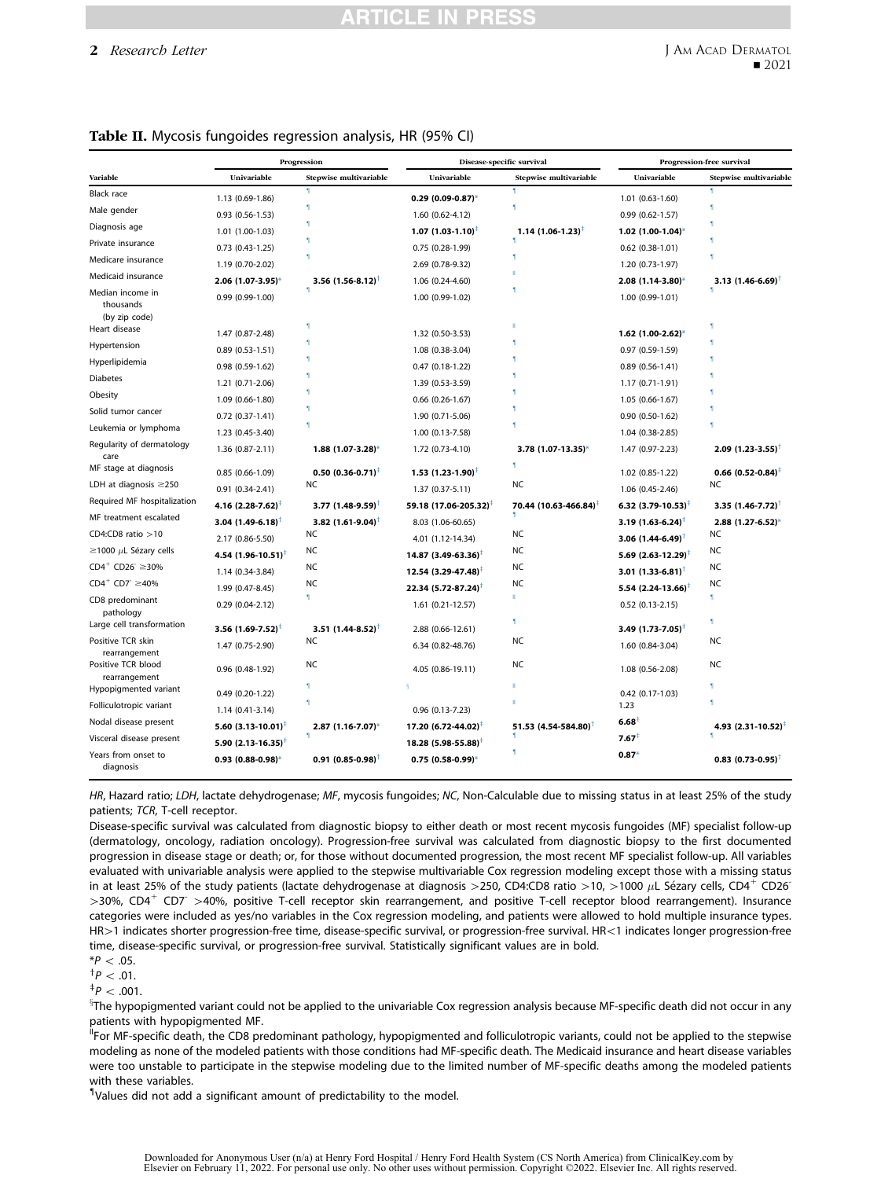**Table II.** Mycosis fungoides regression analysis, HR (95% CI)

| Variable | Progression | | Disease-specific survival | | Progression-free survival | |
|---|---|---|---|---|---|---|
| | Univariable | Stepwise multivariable | Univariable | Stepwise multivariable | Univariable | Stepwise multivariable |
| Black race | 1.13 (0.69-1.86) | ¶ | **0.29 (0.09-0.87)*** | ¶ | 1.01 (0.63-1.60) | ¶ |
| Male gender | 0.93 (0.56-1.53) | ¶ | 1.60 (0.62-4.12) | ¶ | 0.99 (0.62-1.57) | ¶ |
| Diagnosis age | 1.01 (1.00-1.03) | ¶ | **1.07 (1.03-1.10)†** | **1.14 (1.06-1.23)‡** | **1.02 (1.00-1.04)*** | ¶ |
| Private insurance | 0.73 (0.43-1.25) | ¶ | 0.75 (0.28-1.99) | ¶ | 0.62 (0.38-1.01) | ¶ |
| Medicare insurance | 1.19 (0.70-2.02) | ¶ | 2.69 (0.78-9.32) | ¶ | 1.20 (0.73-1.97) | ¶ |
| Medicaid insurance | **2.06 (1.07-3.95)*** | **3.56 (1.56-8.12)†** | 1.06 (0.24-4.60) | ‖ | **2.08 (1.14-3.80)*** | **3.13 (1.46-6.69)†** |
| Median income in thousands (by zip code) | 0.99 (0.99-1.00) | ¶ | 1.00 (0.99-1.02) | ¶ | 1.00 (0.99-1.01) | ¶ |
| Heart disease | 1.47 (0.87-2.48) | ¶ | 1.32 (0.50-3.53) | ‖ | **1.62 (1.00-2.62)*** | ¶ |
| Hypertension | 0.89 (0.53-1.51) | ¶ | 1.08 (0.38-3.04) | ¶ | 0.97 (0.59-1.59) | ¶ |
| Hyperlipidemia | 0.98 (0.59-1.62) | ¶ | 0.47 (0.18-1.22) | ¶ | 0.89 (0.56-1.41) | ¶ |
| Diabetes | 1.21 (0.71-2.06) | ¶ | 1.39 (0.53-3.59) | ¶ | 1.17 (0.71-1.91) | ¶ |
| Obesity | 1.09 (0.66-1.80) | ¶ | 0.66 (0.26-1.67) | ¶ | 1.05 (0.66-1.67) | ¶ |
| Solid tumor cancer | 0.72 (0.37-1.41) | ¶ | 1.90 (0.71-5.06) | ¶ | 0.90 (0.50-1.62) | ¶ |
| Leukemia or lymphoma | 1.23 (0.45-3.40) | ¶ | 1.00 (0.13-7.58) | ¶ | 1.04 (0.38-2.85) | ¶ |
| Regularity of dermatology care | 1.36 (0.87-2.11) | **1.88 (1.07-3.28)*** | 1.72 (0.73-4.10) | **3.78 (1.07-13.35)*** | 1.47 (0.97-2.23) | **2.09 (1.23-3.55)†** |
| MF stage at diagnosis | 0.85 (0.66-1.09) | **0.50 (0.36-0.71)†** | **1.53 (1.23-1.90)‡** | ¶ | 1.02 (0.85-1.22) | **0.66 (0.52-0.84)‡** |
| LDH at diagnosis ≥250 | 0.91 (0.34-2.41) | NC | 1.37 (0.37-5.11) | NC | 1.06 (0.45-2.46) | NC |
| Required MF hospitalization | **4.16 (2.28-7.62)†** | **3.77 (1.48-9.59)†** | **59.18 (17.06-205.32)‡** | **70.44 (10.63-466.84)‡** | **6.32 (3.79-10.53)‡** | **3.35 (1.46-7.72)†** |
| MF treatment escalated | **3.04 (1.49-6.18)†** | **3.82 (1.61-9.04)†** | 8.03 (1.06-60.65) | ¶ | **3.19 (1.63-6.24)‡** | **2.88 (1.27-6.52)*** |
| CD4:CD8 ratio >10 | 2.17 (0.86-5.50) | NC | 4.01 (1.12-14.34) | NC | **3.06 (1.44-6.49)†** | NC |
| ≥1000 μL Sézary cells | **4.54 (1.96-10.51)†** | NC | **14.87 (3.49-63.36)†** | NC | **5.69 (2.63-12.29)†** | NC |
| $CD4^+$ $CD26^-$ ≥30% | 1.14 (0.34-3.84) | NC | **12.54 (3.29-47.48)†** | NC | **3.01 (1.33-6.81)†** | NC |
| $CD4^+$ $CD7^-$ ≥40% | 1.99 (0.47-8.45) | NC | **22.34 (5.72-87.24)†** | NC | **5.54 (2.24-13.66)†** | NC |
| CD8 predominant pathology | 0.29 (0.04-2.12) | ¶ | 1.61 (0.21-12.57) | ‖ | 0.52 (0.13-2.15) | ¶ |
| Large cell transformation | **3.56 (1.69-7.52)†** | **3.51 (1.44-8.52)†** | 2.88 (0.66-12.61) | ¶ | **3.49 (1.73-7.05)‡** | ¶ |
| Positive TCR skin rearrangement | 1.47 (0.75-2.90) | NC | 6.34 (0.82-48.76) | NC | 1.60 (0.84-3.04) | NC |
| Positive TCR blood rearrangement | 0.96 (0.48-1.92) | NC | 4.05 (0.86-19.11) | NC | 1.08 (0.56-2.08) | NC |
| Hypopigmented variant | 0.49 (0.20-1.22) | ¶ | § | ‖ | 0.42 (0.17-1.03) | ¶ |
| Folliculotropic variant | 1.14 (0.41-3.14) | ¶ | 0.96 (0.13-7.23) | ‖ | 1.23 | ¶ |
| Nodal disease present | **5.60 (3.13-10.01)‡** | **2.87 (1.16-7.07)*** | **17.20 (6.72-44.02)‡** | **51.53 (4.54-584.80)†** | **6.68‡** | **4.93 (2.31-10.52)†** |
| Visceral disease present | **5.90 (2.13-16.35)†** | ¶ | **18.28 (5.98-55.88)‡** | ¶ | **7.67‡** | ¶ |
| Years from onset to diagnosis | **0.93 (0.88-0.98)*** | **0.91 (0.85-0.98)†** | **0.75 (0.58-0.99)*** | ¶ | **0.87*** | **0.83 (0.73-0.95)†** |

*HR*, Hazard ratio; *LDH*, lactate dehydrogenase; *MF*, mycosis fungoides; *NC*, Non-Calculable due to missing status in at least 25% of the study patients; *TCR*, T-cell receptor.

Disease-specific survival was calculated from diagnostic biopsy to either death or most recent mycosis fungoides (MF) specialist follow-up (dermatology, oncology, radiation oncology). Progression-free survival was calculated from diagnostic biopsy to the first documented progression in disease stage or death; or, for those without documented progression, the most recent MF specialist follow-up. All variables evaluated with univariable analysis were applied to the stepwise multivariable Cox regression modeling except those with a missing status in at least 25% of the study patients (lactate dehydrogenase at diagnosis >250, CD4:CD8 ratio >10, >1000 μL Sézary cells, $CD4^+$ $CD26^-$ >30%, $CD4^+$ $CD7^-$ >40%, positive T-cell receptor skin rearrangement, and positive T-cell receptor blood rearrangement). Insurance categories were included as yes/no variables in the Cox regression modeling, and patients were allowed to hold multiple insurance types. HR>1 indicates shorter progression-free time, disease-specific survival, or progression-free survival. HR<1 indicates longer progression-free time, disease-specific survival, or progression-free survival. Statistically significant values are in bold.

*$P < .05$.

†$P < .01$.

‡$P < .001$.

§The hypopigmented variant could not be applied to the univariable Cox regression analysis because MF-specific death did not occur in any patients with hypopigmented MF.

‖For MF-specific death, the CD8 predominant pathology, hypopigmented and folliculotropic variants, could not be applied to the stepwise modeling as none of the modeled patients with those conditions had MF-specific death. The Medicaid insurance and heart disease variables were too unstable to participate in the stepwise modeling due to the limited number of MF-specific deaths among the modeled patients with these variables.

¶Values did not add a significant amount of predictability to the model.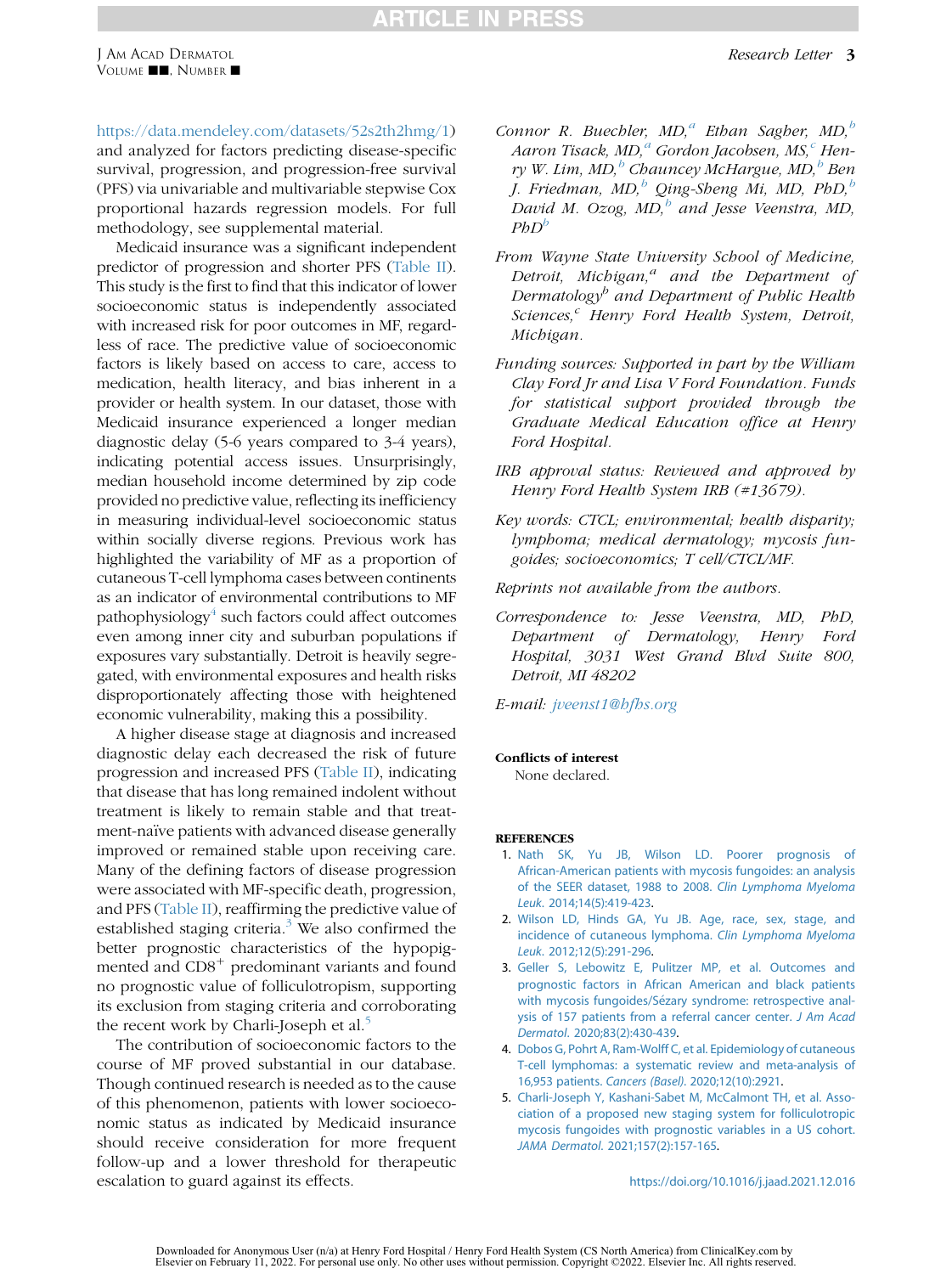https://data.mendeley.com/datasets/52s2th2hmg/1) and analyzed for factors predicting disease-specific survival, progression, and progression-free survival (PFS) via univariable and multivariable stepwise Cox proportional hazards regression models. For full methodology, see supplemental material.

Medicaid insurance was a significant independent predictor of progression and shorter PFS (Table II). This study is the first to find that this indicator of lower socioeconomic status is independently associated with increased risk for poor outcomes in MF, regardless of race. The predictive value of socioeconomic factors is likely based on access to care, access to medication, health literacy, and bias inherent in a provider or health system. In our dataset, those with Medicaid insurance experienced a longer median diagnostic delay (5-6 years compared to 3-4 years), indicating potential access issues. Unsurprisingly, median household income determined by zip code provided no predictive value, reflecting its inefficiency in measuring individual-level socioeconomic status within socially diverse regions. Previous work has highlighted the variability of MF as a proportion of cutaneous T-cell lymphoma cases between continents as an indicator of environmental contributions to MF pathophysiology[4] such factors could affect outcomes even among inner city and suburban populations if exposures vary substantially. Detroit is heavily segregated, with environmental exposures and health risks disproportionately affecting those with heightened economic vulnerability, making this a possibility.

A higher disease stage at diagnosis and increased diagnostic delay each decreased the risk of future progression and increased PFS (Table II), indicating that disease that has long remained indolent without treatment is likely to remain stable and that treatment-naïve patients with advanced disease generally improved or remained stable upon receiving care. Many of the defining factors of disease progression were associated with MF-specific death, progression, and PFS (Table II), reaffirming the predictive value of established staging criteria.[3] We also confirmed the better prognostic characteristics of the hypopigmented and CD8$^{+}$ predominant variants and found no prognostic value of folliculotropism, supporting its exclusion from staging criteria and corroborating the recent work by Charli-Joseph et al.[5]

The contribution of socioeconomic factors to the course of MF proved substantial in our database. Though continued research is needed as to the cause of this phenomenon, patients with lower socioeconomic status as indicated by Medicaid insurance should receive consideration for more frequent follow-up and a lower threshold for therapeutic escalation to guard against its effects.

*Connor R. Buechler, MD,[a] Ethan Sagher, MD,[b] Aaron Tisack, MD,[a] Gordon Jacobsen, MS,[c] Henry W. Lim, MD,[b] Chauncey McHargue, MD,[b] Ben J. Friedman, MD,[b] Qing-Sheng Mi, MD, PhD,[b] David M. Ozog, MD,[b] and Jesse Veenstra, MD, PhD[b]*

*From Wayne State University School of Medicine, Detroit, Michigan,[a] and the Department of Dermatology[b] and Department of Public Health Sciences,[c] Henry Ford Health System, Detroit, Michigan.*

*Funding sources: Supported in part by the William Clay Ford Jr and Lisa V Ford Foundation. Funds for statistical support provided through the Graduate Medical Education office at Henry Ford Hospital.*

*IRB approval status: Reviewed and approved by Henry Ford Health System IRB (#13679).*

*Key words: CTCL; environmental; health disparity; lymphoma; medical dermatology; mycosis fungoides; socioeconomics; T cell/CTCL/MF.*

*Reprints not available from the authors.*

*Correspondence to: Jesse Veenstra, MD, PhD, Department of Dermatology, Henry Ford Hospital, 3031 West Grand Blvd Suite 800, Detroit, MI 48202*

*E-mail: jveenst1@hfhs.org*

**Conflicts of interest**

None declared.

**REFERENCES**

1. Nath SK, Yu JB, Wilson LD. Poorer prognosis of African-American patients with mycosis fungoides: an analysis of the SEER dataset, 1988 to 2008. *Clin Lymphoma Myeloma Leuk*. 2014;14(5):419-423.
2. Wilson LD, Hinds GA, Yu JB. Age, race, sex, stage, and incidence of cutaneous lymphoma. *Clin Lymphoma Myeloma Leuk*. 2012;12(5):291-296.
3. Geller S, Lebowitz E, Pulitzer MP, et al. Outcomes and prognostic factors in African American and black patients with mycosis fungoides/Sézary syndrome: retrospective analysis of 157 patients from a referral cancer center. *J Am Acad Dermatol*. 2020;83(2):430-439.
4. Dobos G, Pohrt A, Ram-Wolff C, et al. Epidemiology of cutaneous T-cell lymphomas: a systematic review and meta-analysis of 16,953 patients. *Cancers (Basel)*. 2020;12(10):2921.
5. Charli-Joseph Y, Kashani-Sabet M, McCalmont TH, et al. Association of a proposed new staging system for folliculotropic mycosis fungoides with prognostic variables in a US cohort. *JAMA Dermatol*. 2021;157(2):157-165.

https://doi.org/10.1016/j.jaad.2021.12.016